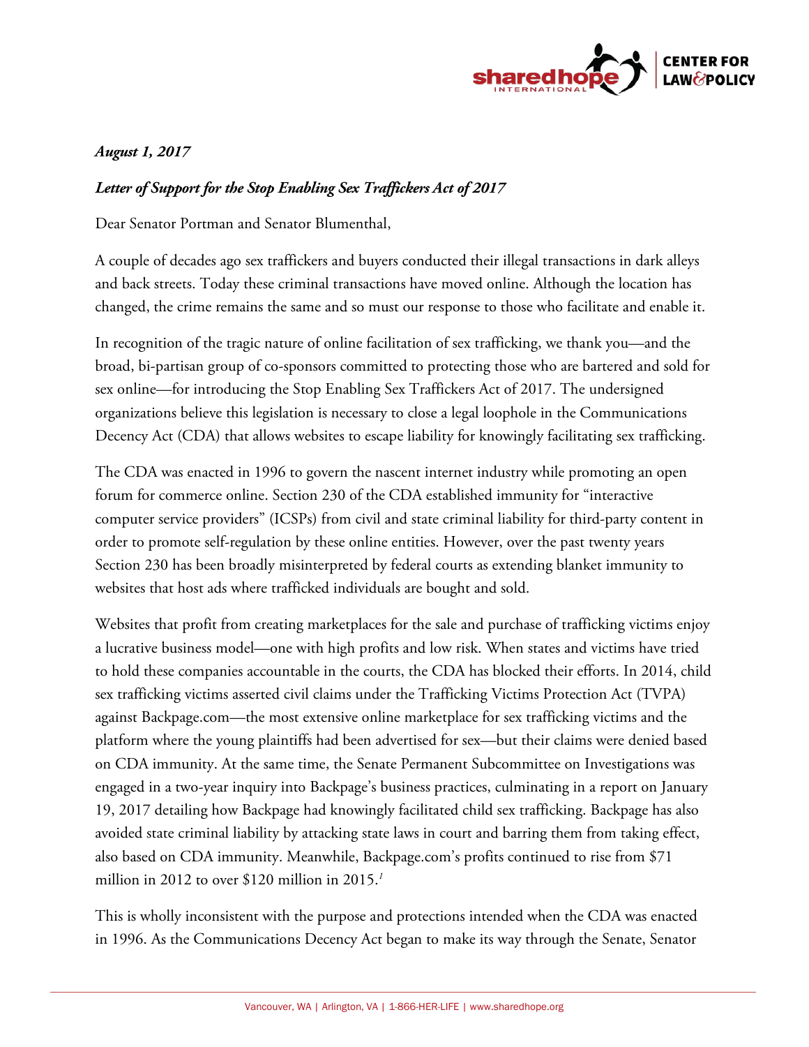*August 1, 2017*

***Letter of Support for the Stop Enabling Sex Traffickers Act of 2017***

Dear Senator Portman and Senator Blumenthal,

A couple of decades ago sex traffickers and buyers conducted their illegal transactions in dark alleys and back streets. Today these criminal transactions have moved online. Although the location has changed, the crime remains the same and so must our response to those who facilitate and enable it.

In recognition of the tragic nature of online facilitation of sex trafficking, we thank you—and the broad, bi-partisan group of co-sponsors committed to protecting those who are bartered and sold for sex online—for introducing the Stop Enabling Sex Traffickers Act of 2017. The undersigned organizations believe this legislation is necessary to close a legal loophole in the Communications Decency Act (CDA) that allows websites to escape liability for knowingly facilitating sex trafficking.

The CDA was enacted in 1996 to govern the nascent internet industry while promoting an open forum for commerce online. Section 230 of the CDA established immunity for "interactive computer service providers" (ICSPs) from civil and state criminal liability for third-party content in order to promote self-regulation by these online entities. However, over the past twenty years Section 230 has been broadly misinterpreted by federal courts as extending blanket immunity to websites that host ads where trafficked individuals are bought and sold.

Websites that profit from creating marketplaces for the sale and purchase of trafficking victims enjoy a lucrative business model—one with high profits and low risk. When states and victims have tried to hold these companies accountable in the courts, the CDA has blocked their efforts. In 2014, child sex trafficking victims asserted civil claims under the Trafficking Victims Protection Act (TVPA) against Backpage.com—the most extensive online marketplace for sex trafficking victims and the platform where the young plaintiffs had been advertised for sex—but their claims were denied based on CDA immunity. At the same time, the Senate Permanent Subcommittee on Investigations was engaged in a two-year inquiry into Backpage's business practices, culminating in a report on January 19, 2017 detailing how Backpage had knowingly facilitated child sex trafficking. Backpage has also avoided state criminal liability by attacking state laws in court and barring them from taking effect, also based on CDA immunity. Meanwhile, Backpage.com's profits continued to rise from $71 million in 2012 to over $120 million in 2015.[1]

This is wholly inconsistent with the purpose and protections intended when the CDA was enacted in 1996. As the Communications Decency Act began to make its way through the Senate, Senator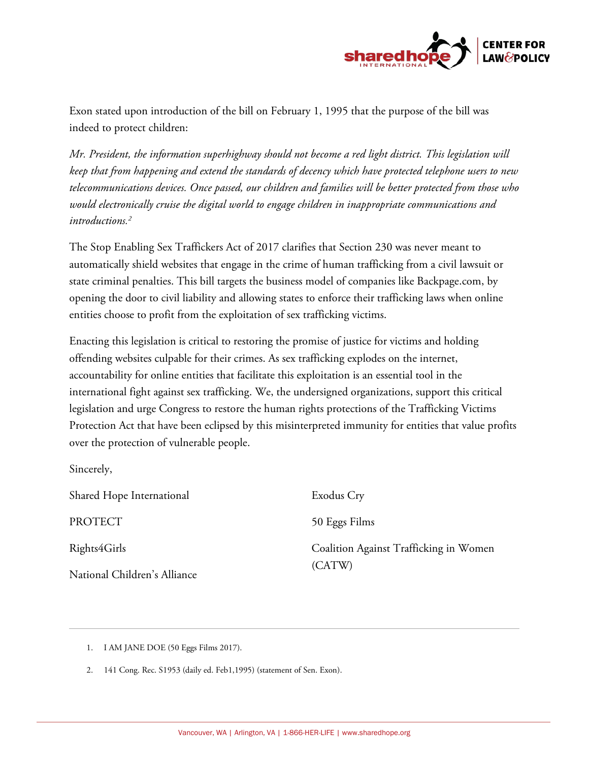Exon stated upon introduction of the bill on February 1, 1995 that the purpose of the bill was indeed to protect children:

*Mr. President, the information superhighway should not become a red light district. This legislation will keep that from happening and extend the standards of decency which have protected telephone users to new telecommunications devices. Once passed, our children and families will be better protected from those who would electronically cruise the digital world to engage children in inappropriate communications and introductions.*[2]

The Stop Enabling Sex Traffickers Act of 2017 clarifies that Section 230 was never meant to automatically shield websites that engage in the crime of human trafficking from a civil lawsuit or state criminal penalties. This bill targets the business model of companies like Backpage.com, by opening the door to civil liability and allowing states to enforce their trafficking laws when online entities choose to profit from the exploitation of sex trafficking victims.

Enacting this legislation is critical to restoring the promise of justice for victims and holding offending websites culpable for their crimes. As sex trafficking explodes on the internet, accountability for online entities that facilitate this exploitation is an essential tool in the international fight against sex trafficking. We, the undersigned organizations, support this critical legislation and urge Congress to restore the human rights protections of the Trafficking Victims Protection Act that have been eclipsed by this misinterpreted immunity for entities that value profits over the protection of vulnerable people.

Sincerely,

Shared Hope International

PROTECT

Rights4Girls

National Children's Alliance

Exodus Cry

50 Eggs Films

Coalition Against Trafficking in Women (CATW)

---

1. I AM JANE DOE (50 Eggs Films 2017).
2. 141 Cong. Rec. S1953 (daily ed. Feb1,1995) (statement of Sen. Exon).